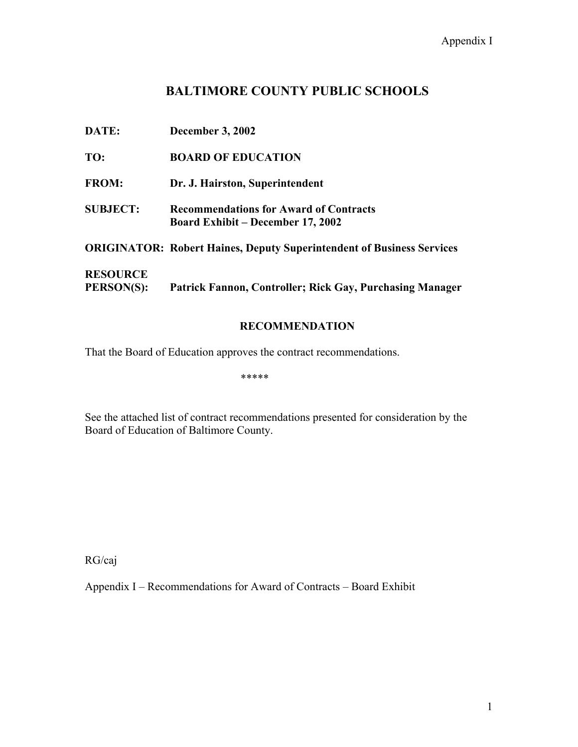Appendix I

# BALTIMORE COUNTY PUBLIC SCHOOLS

**DATE:** **December 3, 2002**

**TO:** **BOARD OF EDUCATION**

**FROM:** **Dr. J. Hairston, Superintendent**

**SUBJECT:** **Recommendations for Award of Contracts**
**Board Exhibit – December 17, 2002**

**ORIGINATOR:** **Robert Haines, Deputy Superintendent of Business Services**

**RESOURCE PERSON(S):** **Patrick Fannon, Controller; Rick Gay, Purchasing Manager**

## RECOMMENDATION

That the Board of Education approves the contract recommendations.

*****

See the attached list of contract recommendations presented for consideration by the Board of Education of Baltimore County.

RG/caj

Appendix I – Recommendations for Award of Contracts – Board Exhibit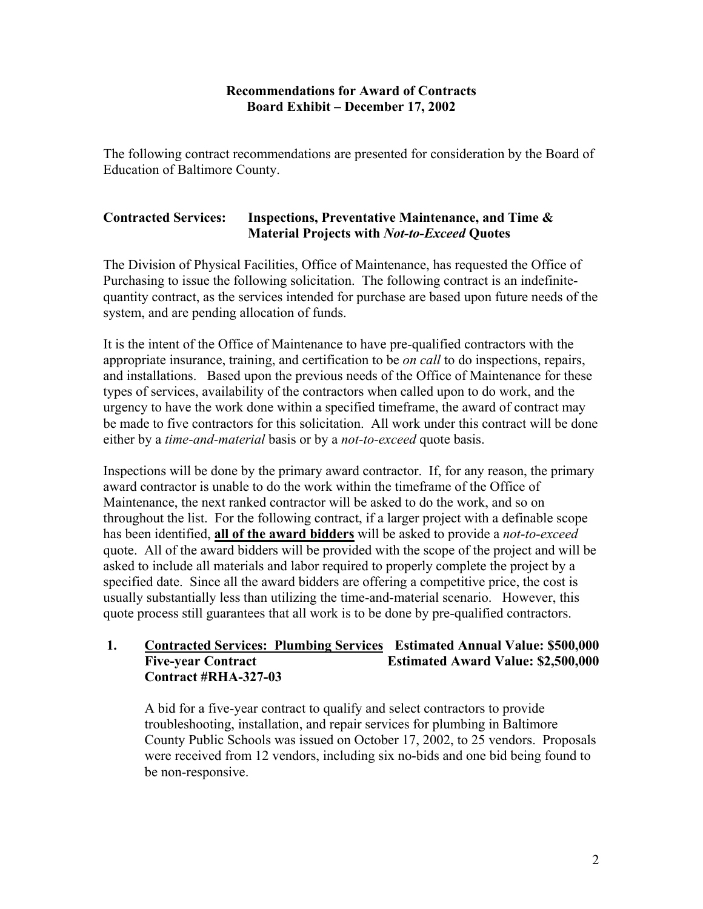**Recommendations for Award of Contracts**
**Board Exhibit – December 17, 2002**

The following contract recommendations are presented for consideration by the Board of Education of Baltimore County.

## Contracted Services: Inspections, Preventative Maintenance, and Time & Material Projects with *Not-to-Exceed* Quotes

The Division of Physical Facilities, Office of Maintenance, has requested the Office of Purchasing to issue the following solicitation. The following contract is an indefinite-quantity contract, as the services intended for purchase are based upon future needs of the system, and are pending allocation of funds.

It is the intent of the Office of Maintenance to have pre-qualified contractors with the appropriate insurance, training, and certification to be *on call* to do inspections, repairs, and installations. Based upon the previous needs of the Office of Maintenance for these types of services, availability of the contractors when called upon to do work, and the urgency to have the work done within a specified timeframe, the award of contract may be made to five contractors for this solicitation. All work under this contract will be done either by a *time-and-material* basis or by a *not-to-exceed* quote basis.

Inspections will be done by the primary award contractor. If, for any reason, the primary award contractor is unable to do the work within the timeframe of the Office of Maintenance, the next ranked contractor will be asked to do the work, and so on throughout the list. For the following contract, if a larger project with a definable scope has been identified, **<u>all of the award bidders</u>** will be asked to provide a *not-to-exceed* quote. All of the award bidders will be provided with the scope of the project and will be asked to include all materials and labor required to properly complete the project by a specified date. Since all the award bidders are offering a competitive price, the cost is usually substantially less than utilizing the time-and-material scenario. However, this quote process still guarantees that all work is to be done by pre-qualified contractors.

**1. <u>Contracted Services: Plumbing Services</u>** **Estimated Annual Value: $500,000**
**Five-year Contract** **Estimated Award Value: $2,500,000**
**Contract #RHA-327-03**

A bid for a five-year contract to qualify and select contractors to provide troubleshooting, installation, and repair services for plumbing in Baltimore County Public Schools was issued on October 17, 2002, to 25 vendors. Proposals were received from 12 vendors, including six no-bids and one bid being found to be non-responsive.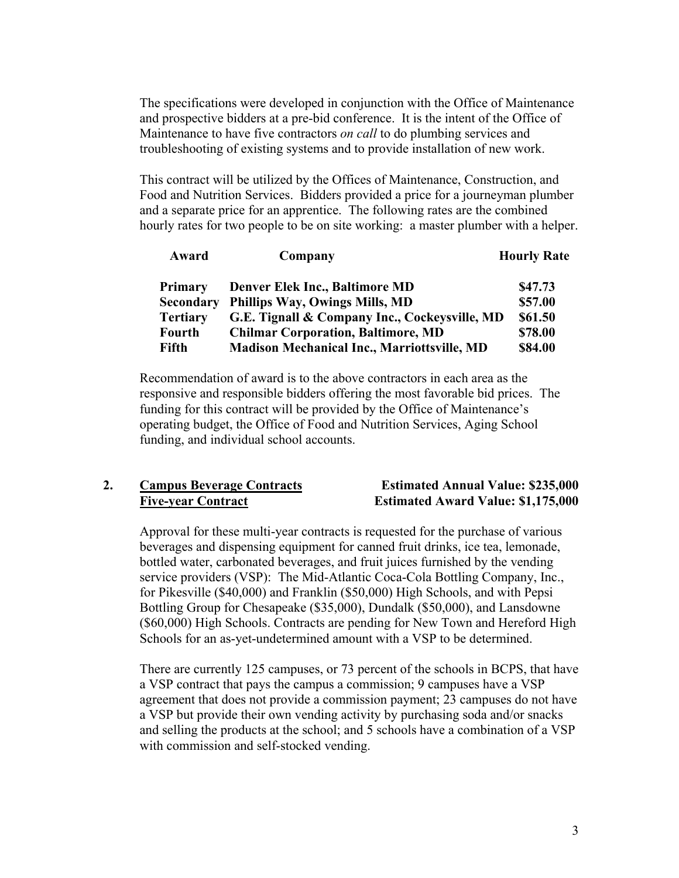The specifications were developed in conjunction with the Office of Maintenance and prospective bidders at a pre-bid conference. It is the intent of the Office of Maintenance to have five contractors *on call* to do plumbing services and troubleshooting of existing systems and to provide installation of new work.

This contract will be utilized by the Offices of Maintenance, Construction, and Food and Nutrition Services. Bidders provided a price for a journeyman plumber and a separate price for an apprentice. The following rates are the combined hourly rates for two people to be on site working: a master plumber with a helper.

| Award | Company | Hourly Rate |
|---|---|---|
| **Primary** | **Denver Elek Inc., Baltimore MD** | **$47.73** |
| **Secondary** | **Phillips Way, Owings Mills, MD** | **$57.00** |
| **Tertiary** | **G.E. Tignall & Company Inc., Cockeysville, MD** | **$61.50** |
| **Fourth** | **Chilmar Corporation, Baltimore, MD** | **$78.00** |
| **Fifth** | **Madison Mechanical Inc., Marriottsville, MD** | **$84.00** |

Recommendation of award is to the above contractors in each area as the responsive and responsible bidders offering the most favorable bid prices. The funding for this contract will be provided by the Office of Maintenance's operating budget, the Office of Food and Nutrition Services, Aging School funding, and individual school accounts.

**2. <u>Campus Beverage Contracts</u>** **Estimated Annual Value: $235,000**
**<u>Five-year Contract</u>** **Estimated Award Value: $1,175,000**

Approval for these multi-year contracts is requested for the purchase of various beverages and dispensing equipment for canned fruit drinks, ice tea, lemonade, bottled water, carbonated beverages, and fruit juices furnished by the vending service providers (VSP): The Mid-Atlantic Coca-Cola Bottling Company, Inc., for Pikesville ($40,000) and Franklin ($50,000) High Schools, and with Pepsi Bottling Group for Chesapeake ($35,000), Dundalk ($50,000), and Lansdowne ($60,000) High Schools. Contracts are pending for New Town and Hereford High Schools for an as-yet-undetermined amount with a VSP to be determined.

There are currently 125 campuses, or 73 percent of the schools in BCPS, that have a VSP contract that pays the campus a commission; 9 campuses have a VSP agreement that does not provide a commission payment; 23 campuses do not have a VSP but provide their own vending activity by purchasing soda and/or snacks and selling the products at the school; and 5 schools have a combination of a VSP with commission and self-stocked vending.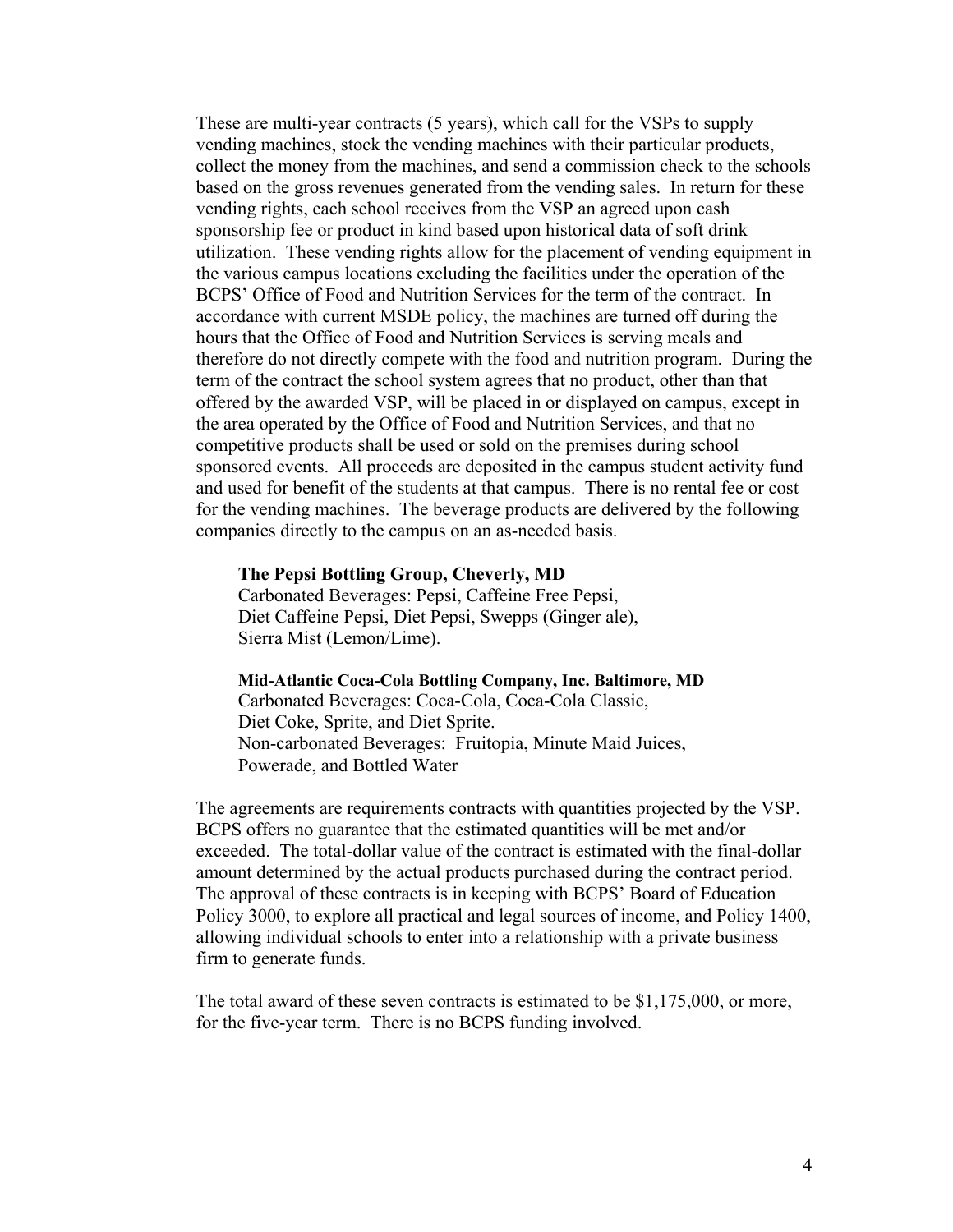These are multi-year contracts (5 years), which call for the VSPs to supply vending machines, stock the vending machines with their particular products, collect the money from the machines, and send a commission check to the schools based on the gross revenues generated from the vending sales. In return for these vending rights, each school receives from the VSP an agreed upon cash sponsorship fee or product in kind based upon historical data of soft drink utilization. These vending rights allow for the placement of vending equipment in the various campus locations excluding the facilities under the operation of the BCPS' Office of Food and Nutrition Services for the term of the contract. In accordance with current MSDE policy, the machines are turned off during the hours that the Office of Food and Nutrition Services is serving meals and therefore do not directly compete with the food and nutrition program. During the term of the contract the school system agrees that no product, other than that offered by the awarded VSP, will be placed in or displayed on campus, except in the area operated by the Office of Food and Nutrition Services, and that no competitive products shall be used or sold on the premises during school sponsored events. All proceeds are deposited in the campus student activity fund and used for benefit of the students at that campus. There is no rental fee or cost for the vending machines. The beverage products are delivered by the following companies directly to the campus on an as-needed basis.

**The Pepsi Bottling Group, Cheverly, MD**
Carbonated Beverages: Pepsi, Caffeine Free Pepsi, Diet Caffeine Pepsi, Diet Pepsi, Swepps (Ginger ale), Sierra Mist (Lemon/Lime).

**Mid-Atlantic Coca-Cola Bottling Company, Inc. Baltimore, MD**
Carbonated Beverages: Coca-Cola, Coca-Cola Classic, Diet Coke, Sprite, and Diet Sprite.
Non-carbonated Beverages: Fruitopia, Minute Maid Juices, Powerade, and Bottled Water

The agreements are requirements contracts with quantities projected by the VSP. BCPS offers no guarantee that the estimated quantities will be met and/or exceeded. The total-dollar value of the contract is estimated with the final-dollar amount determined by the actual products purchased during the contract period. The approval of these contracts is in keeping with BCPS' Board of Education Policy 3000, to explore all practical and legal sources of income, and Policy 1400, allowing individual schools to enter into a relationship with a private business firm to generate funds.

The total award of these seven contracts is estimated to be $1,175,000, or more, for the five-year term. There is no BCPS funding involved.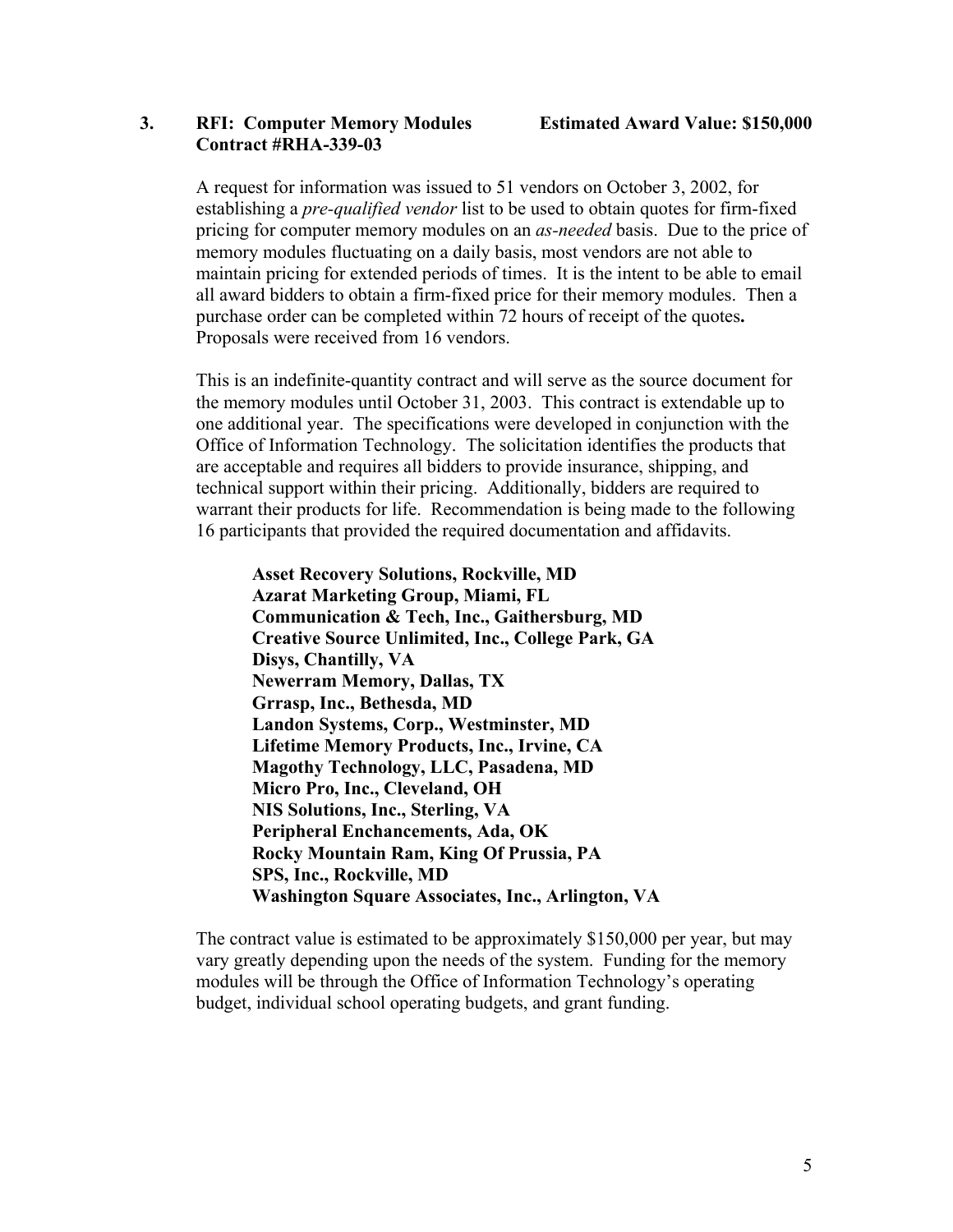**3. RFI: Computer Memory Modules Estimated Award Value: $150,000**
**Contract #RHA-339-03**

A request for information was issued to 51 vendors on October 3, 2002, for establishing a *pre-qualified vendor* list to be used to obtain quotes for firm-fixed pricing for computer memory modules on an *as-needed* basis. Due to the price of memory modules fluctuating on a daily basis, most vendors are not able to maintain pricing for extended periods of times. It is the intent to be able to email all award bidders to obtain a firm-fixed price for their memory modules. Then a purchase order can be completed within 72 hours of receipt of the quotes**.** Proposals were received from 16 vendors.

This is an indefinite-quantity contract and will serve as the source document for the memory modules until October 31, 2003. This contract is extendable up to one additional year. The specifications were developed in conjunction with the Office of Information Technology. The solicitation identifies the products that are acceptable and requires all bidders to provide insurance, shipping, and technical support within their pricing. Additionally, bidders are required to warrant their products for life. Recommendation is being made to the following 16 participants that provided the required documentation and affidavits.

**Asset Recovery Solutions, Rockville, MD**
**Azarat Marketing Group, Miami, FL**
**Communication & Tech, Inc., Gaithersburg, MD**
**Creative Source Unlimited, Inc., College Park, GA**
**Disys, Chantilly, VA**
**Newerram Memory, Dallas, TX**
**Grrasp, Inc., Bethesda, MD**
**Landon Systems, Corp., Westminster, MD**
**Lifetime Memory Products, Inc., Irvine, CA**
**Magothy Technology, LLC, Pasadena, MD**
**Micro Pro, Inc., Cleveland, OH**
**NIS Solutions, Inc., Sterling, VA**
**Peripheral Enchancements, Ada, OK**
**Rocky Mountain Ram, King Of Prussia, PA**
**SPS, Inc., Rockville, MD**
**Washington Square Associates, Inc., Arlington, VA**

The contract value is estimated to be approximately $150,000 per year, but may vary greatly depending upon the needs of the system. Funding for the memory modules will be through the Office of Information Technology's operating budget, individual school operating budgets, and grant funding.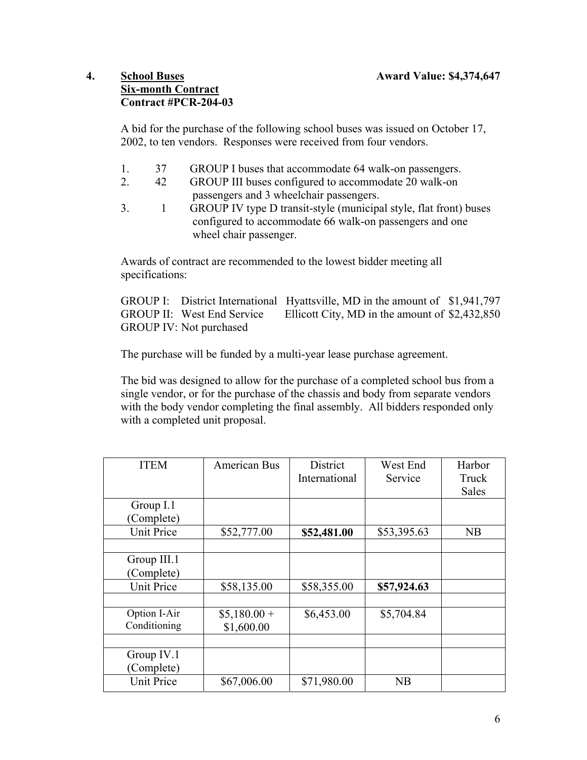**4.** **<u>School Buses</u>** **Award Value: $4,374,647**
**<u>Six-month Contract</u>**
**Contract #PCR-204-03**

A bid for the purchase of the following school buses was issued on October 17, 2002, to ten vendors. Responses were received from four vendors.

1. 37 GROUP I buses that accommodate 64 walk-on passengers.
2. 42 GROUP III buses configured to accommodate 20 walk-on passengers and 3 wheelchair passengers.
3. 1 GROUP IV type D transit-style (municipal style, flat front) buses configured to accommodate 66 walk-on passengers and one wheel chair passenger.

Awards of contract are recommended to the lowest bidder meeting all specifications:

GROUP I: District International Hyattsville, MD in the amount of $1,941,797
GROUP II: West End Service Ellicott City, MD in the amount of $2,432,850
GROUP IV: Not purchased

The purchase will be funded by a multi-year lease purchase agreement.

The bid was designed to allow for the purchase of a completed school bus from a single vendor, or for the purchase of the chassis and body from separate vendors with the body vendor completing the final assembly. All bidders responded only with a completed unit proposal.

| ITEM | American Bus | District International | West End Service | Harbor Truck Sales |
|---|---|---|---|---|
| Group I.1 (Complete) | | | | |
| Unit Price | $52,777.00 | **$52,481.00** | $53,395.63 | NB |
| | | | | |
| Group III.1 (Complete) | | | | |
| Unit Price | $58,135.00 | $58,355.00 | **$57,924.63** | |
| | | | | |
| Option I-Air Conditioning | $5,180.00 + $1,600.00 | $6,453.00 | $5,704.84 | |
| | | | | |
| Group IV.1 (Complete) | | | | |
| Unit Price | $67,006.00 | $71,980.00 | NB | |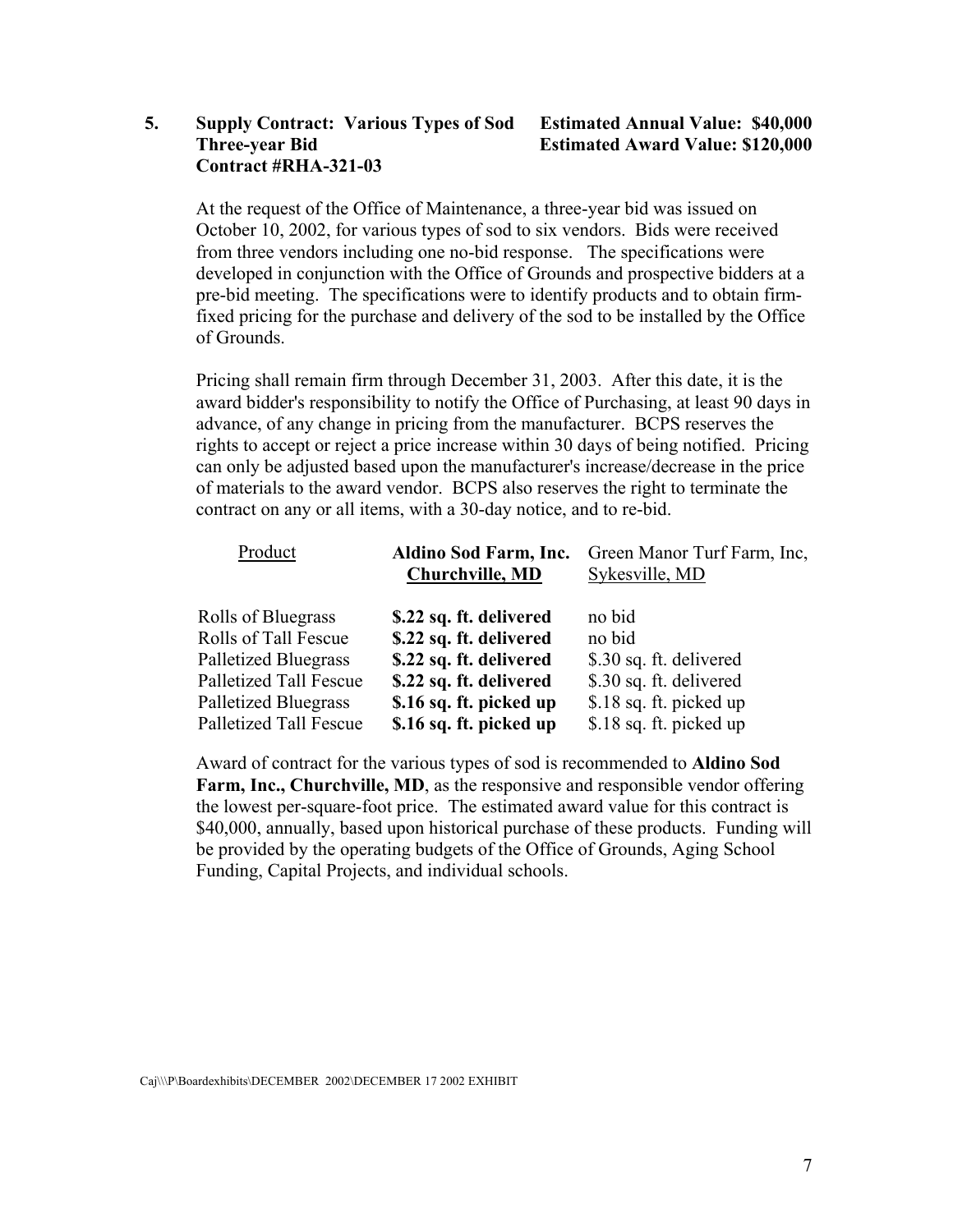**5. Supply Contract: Various Types of Sod** **Estimated Annual Value: $40,000**
**Three-year Bid** **Estimated Award Value: $120,000**
**Contract #RHA-321-03**

At the request of the Office of Maintenance, a three-year bid was issued on October 10, 2002, for various types of sod to six vendors. Bids were received from three vendors including one no-bid response. The specifications were developed in conjunction with the Office of Grounds and prospective bidders at a pre-bid meeting. The specifications were to identify products and to obtain firm-fixed pricing for the purchase and delivery of the sod to be installed by the Office of Grounds.

Pricing shall remain firm through December 31, 2003. After this date, it is the award bidder's responsibility to notify the Office of Purchasing, at least 90 days in advance, of any change in pricing from the manufacturer. BCPS reserves the rights to accept or reject a price increase within 30 days of being notified. Pricing can only be adjusted based upon the manufacturer's increase/decrease in the price of materials to the award vendor. BCPS also reserves the right to terminate the contract on any or all items, with a 30-day notice, and to re-bid.

| Product | **Aldino Sod Farm, Inc. Churchville, MD** | Green Manor Turf Farm, Inc, Sykesville, MD |
|---|---|---|
| Rolls of Bluegrass | **$.22 sq. ft. delivered** | no bid |
| Rolls of Tall Fescue | **$.22 sq. ft. delivered** | no bid |
| Palletized Bluegrass | **$.22 sq. ft. delivered** | $.30 sq. ft. delivered |
| Palletized Tall Fescue | **$.22 sq. ft. delivered** | $.30 sq. ft. delivered |
| Palletized Bluegrass | **$.16 sq. ft. picked up** | $.18 sq. ft. picked up |
| Palletized Tall Fescue | **$.16 sq. ft. picked up** | $.18 sq. ft. picked up |

Award of contract for the various types of sod is recommended to **Aldino Sod Farm, Inc., Churchville, MD**, as the responsive and responsible vendor offering the lowest per-square-foot price. The estimated award value for this contract is $40,000, annually, based upon historical purchase of these products. Funding will be provided by the operating budgets of the Office of Grounds, Aging School Funding, Capital Projects, and individual schools.